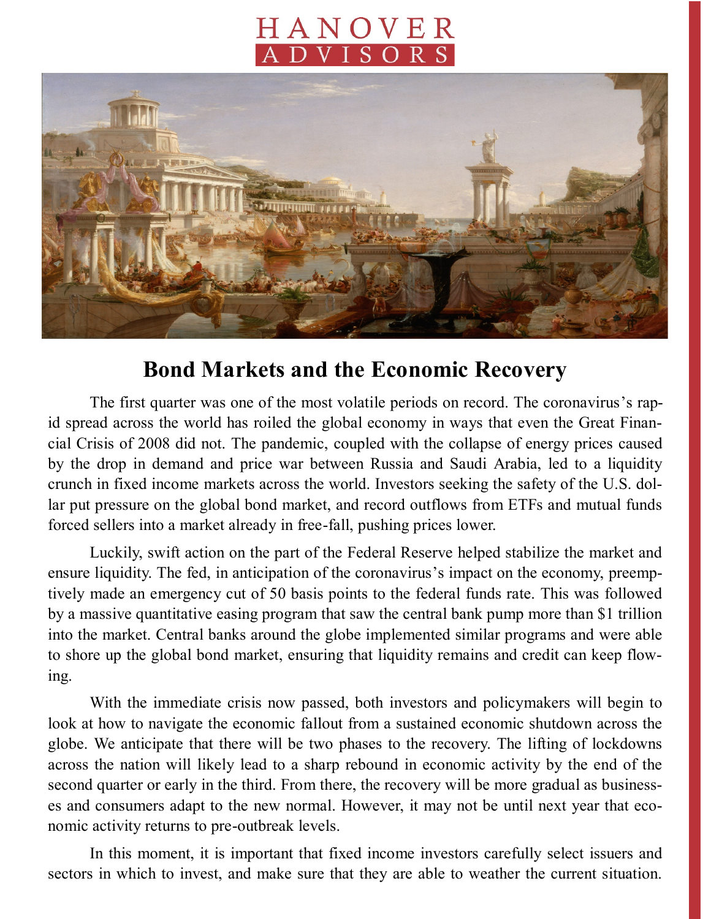# HANOVER ADVISORS

## Bond Markets and the Economic Recovery

The first quarter was one of the most volatile periods on record. The coronavirus's rapid spread across the world has roiled the global economy in ways that even the Great Financial Crisis of 2008 did not. The pandemic, coupled with the collapse of energy prices caused by the drop in demand and price war between Russia and Saudi Arabia, led to a liquidity crunch in fixed income markets across the world. Investors seeking the safety of the U.S. dollar put pressure on the global bond market, and record outflows from ETFs and mutual funds forced sellers into a market already in free-fall, pushing prices lower.

Luckily, swift action on the part of the Federal Reserve helped stabilize the market and ensure liquidity. The fed, in anticipation of the coronavirus's impact on the economy, preemptively made an emergency cut of 50 basis points to the federal funds rate. This was followed by a massive quantitative easing program that saw the central bank pump more than $1 trillion into the market. Central banks around the globe implemented similar programs and were able to shore up the global bond market, ensuring that liquidity remains and credit can keep flowing.

With the immediate crisis now passed, both investors and policymakers will begin to look at how to navigate the economic fallout from a sustained economic shutdown across the globe. We anticipate that there will be two phases to the recovery. The lifting of lockdowns across the nation will likely lead to a sharp rebound in economic activity by the end of the second quarter or early in the third. From there, the recovery will be more gradual as businesses and consumers adapt to the new normal. However, it may not be until next year that economic activity returns to pre-outbreak levels.

In this moment, it is important that fixed income investors carefully select issuers and sectors in which to invest, and make sure that they are able to weather the current situation.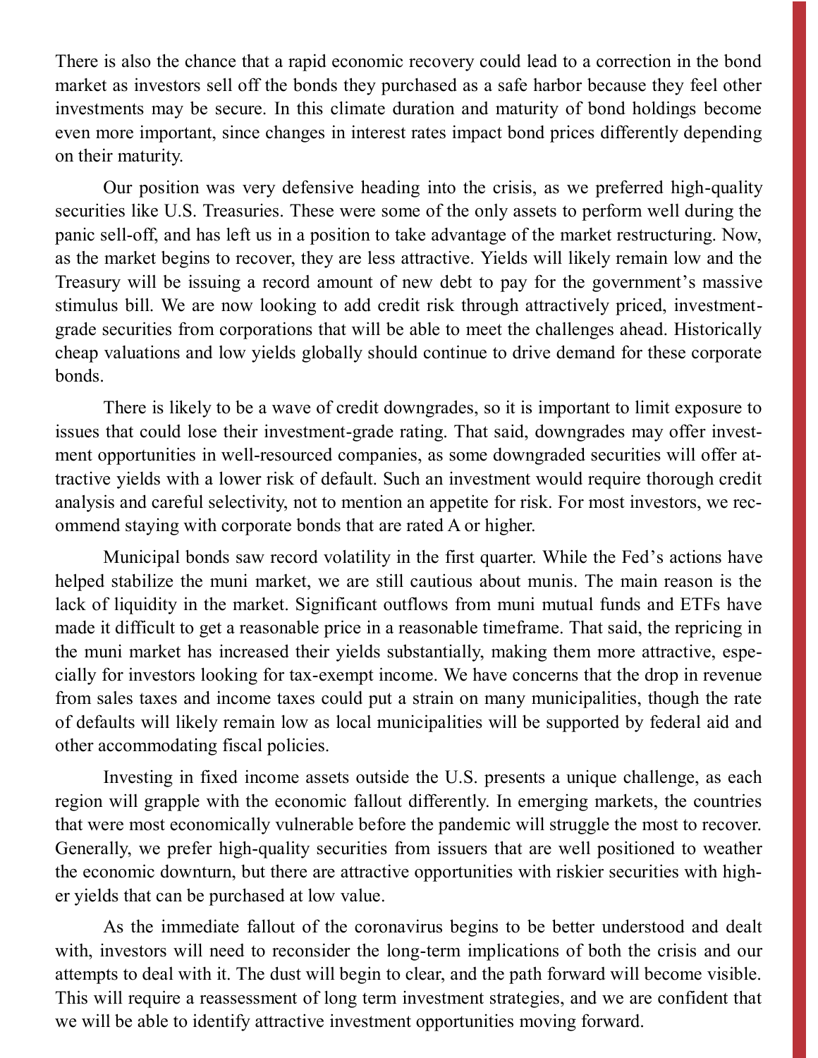There is also the chance that a rapid economic recovery could lead to a correction in the bond market as investors sell off the bonds they purchased as a safe harbor because they feel other investments may be secure. In this climate duration and maturity of bond holdings become even more important, since changes in interest rates impact bond prices differently depending on their maturity.

Our position was very defensive heading into the crisis, as we preferred high-quality securities like U.S. Treasuries. These were some of the only assets to perform well during the panic sell-off, and has left us in a position to take advantage of the market restructuring. Now, as the market begins to recover, they are less attractive. Yields will likely remain low and the Treasury will be issuing a record amount of new debt to pay for the government's massive stimulus bill. We are now looking to add credit risk through attractively priced, investment-grade securities from corporations that will be able to meet the challenges ahead. Historically cheap valuations and low yields globally should continue to drive demand for these corporate bonds.

There is likely to be a wave of credit downgrades, so it is important to limit exposure to issues that could lose their investment-grade rating. That said, downgrades may offer investment opportunities in well-resourced companies, as some downgraded securities will offer attractive yields with a lower risk of default. Such an investment would require thorough credit analysis and careful selectivity, not to mention an appetite for risk. For most investors, we recommend staying with corporate bonds that are rated A or higher.

Municipal bonds saw record volatility in the first quarter. While the Fed's actions have helped stabilize the muni market, we are still cautious about munis. The main reason is the lack of liquidity in the market. Significant outflows from muni mutual funds and ETFs have made it difficult to get a reasonable price in a reasonable timeframe. That said, the repricing in the muni market has increased their yields substantially, making them more attractive, especially for investors looking for tax-exempt income. We have concerns that the drop in revenue from sales taxes and income taxes could put a strain on many municipalities, though the rate of defaults will likely remain low as local municipalities will be supported by federal aid and other accommodating fiscal policies.

Investing in fixed income assets outside the U.S. presents a unique challenge, as each region will grapple with the economic fallout differently. In emerging markets, the countries that were most economically vulnerable before the pandemic will struggle the most to recover. Generally, we prefer high-quality securities from issuers that are well positioned to weather the economic downturn, but there are attractive opportunities with riskier securities with higher yields that can be purchased at low value.

As the immediate fallout of the coronavirus begins to be better understood and dealt with, investors will need to reconsider the long-term implications of both the crisis and our attempts to deal with it. The dust will begin to clear, and the path forward will become visible. This will require a reassessment of long term investment strategies, and we are confident that we will be able to identify attractive investment opportunities moving forward.